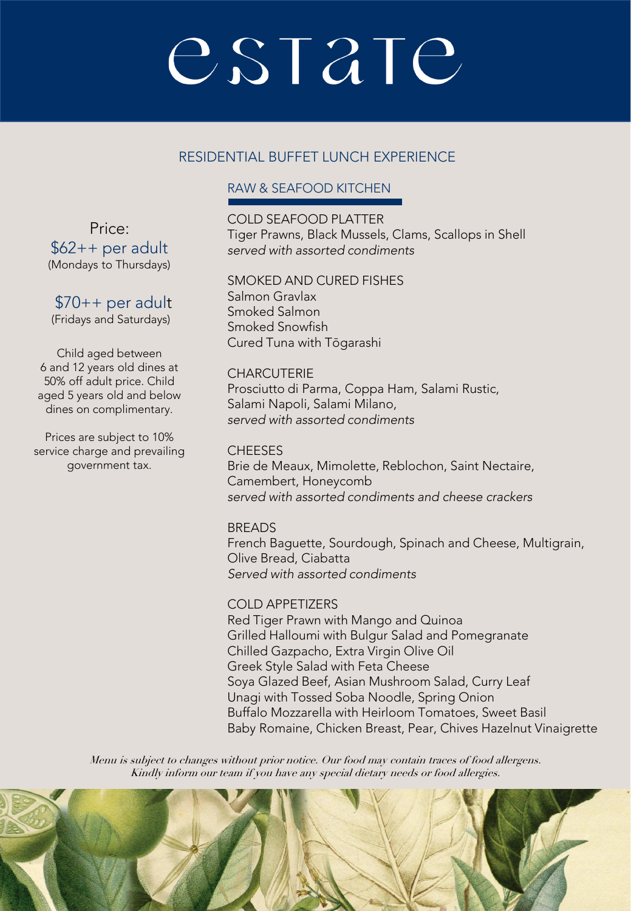# estate

## RESIDENTIAL BUFFET LUNCH EXPERIENCE

Price:
$62++ per adult
(Mondays to Thursdays)

$70++ per adult
(Fridays and Saturdays)

Child aged between 6 and 12 years old dines at 50% off adult price. Child aged 5 years old and below dines on complimentary.

Prices are subject to 10% service charge and prevailing government tax.

### RAW & SEAFOOD KITCHEN

COLD SEAFOOD PLATTER
Tiger Prawns, Black Mussels, Clams, Scallops in Shell
*served with assorted condiments*

SMOKED AND CURED FISHES
Salmon Gravlax
Smoked Salmon
Smoked Snowfish
Cured Tuna with Tōgarashi

CHARCUTERIE
Prosciutto di Parma, Coppa Ham, Salami Rustic, Salami Napoli, Salami Milano,
*served with assorted condiments*

CHEESES
Brie de Meaux, Mimolette, Reblochon, Saint Nectaire, Camembert, Honeycomb
*served with assorted condiments and cheese crackers*

BREADS
French Baguette, Sourdough, Spinach and Cheese, Multigrain, Olive Bread, Ciabatta
*Served with assorted condiments*

COLD APPETIZERS
Red Tiger Prawn with Mango and Quinoa
Grilled Halloumi with Bulgur Salad and Pomegranate
Chilled Gazpacho, Extra Virgin Olive Oil
Greek Style Salad with Feta Cheese
Soya Glazed Beef, Asian Mushroom Salad, Curry Leaf
Unagi with Tossed Soba Noodle, Spring Onion
Buffalo Mozzarella with Heirloom Tomatoes, Sweet Basil
Baby Romaine, Chicken Breast, Pear, Chives Hazelnut Vinaigrette

*Menu is subject to changes without prior notice. Our food may contain traces of food allergens. Kindly inform our team if you have any special dietary needs or food allergies.*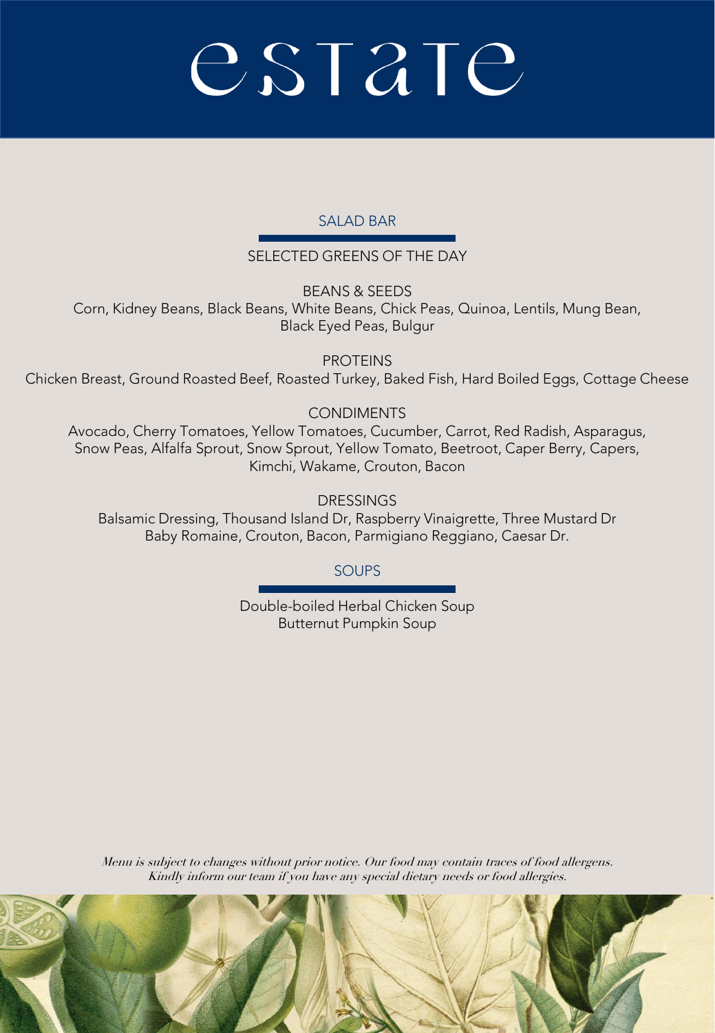# estate

## SALAD BAR

### SELECTED GREENS OF THE DAY

### BEANS & SEEDS

Corn, Kidney Beans, Black Beans, White Beans, Chick Peas, Quinoa, Lentils, Mung Bean, Black Eyed Peas, Bulgur

### PROTEINS

Chicken Breast, Ground Roasted Beef, Roasted Turkey, Baked Fish, Hard Boiled Eggs, Cottage Cheese

### CONDIMENTS

Avocado, Cherry Tomatoes, Yellow Tomatoes, Cucumber, Carrot, Red Radish, Asparagus, Snow Peas, Alfalfa Sprout, Snow Sprout, Yellow Tomato, Beetroot, Caper Berry, Capers, Kimchi, Wakame, Crouton, Bacon

### DRESSINGS

Balsamic Dressing, Thousand Island Dr, Raspberry Vinaigrette, Three Mustard Dr
Baby Romaine, Crouton, Bacon, Parmigiano Reggiano, Caesar Dr.

## SOUPS

Double-boiled Herbal Chicken Soup
Butternut Pumpkin Soup

*Menu is subject to changes without prior notice. Our food may contain traces of food allergens. Kindly inform our team if you have any special dietary needs or food allergies.*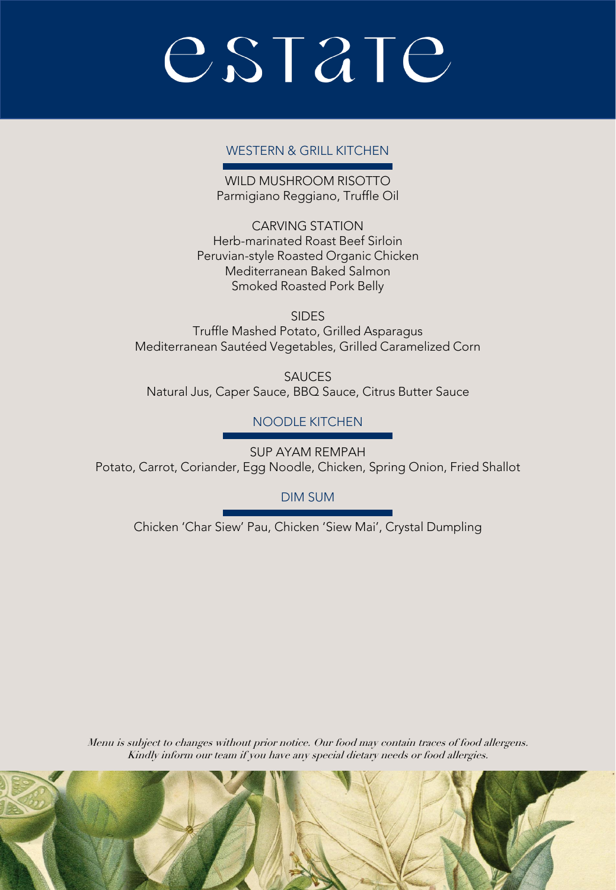# estate

## WESTERN & GRILL KITCHEN

WILD MUSHROOM RISOTTO
Parmigiano Reggiano, Truffle Oil

CARVING STATION
Herb-marinated Roast Beef Sirloin
Peruvian-style Roasted Organic Chicken
Mediterranean Baked Salmon
Smoked Roasted Pork Belly

SIDES
Truffle Mashed Potato, Grilled Asparagus
Mediterranean Sautéed Vegetables, Grilled Caramelized Corn

SAUCES
Natural Jus, Caper Sauce, BBQ Sauce, Citrus Butter Sauce

## NOODLE KITCHEN

SUP AYAM REMPAH
Potato, Carrot, Coriander, Egg Noodle, Chicken, Spring Onion, Fried Shallot

## DIM SUM

Chicken 'Char Siew' Pau, Chicken 'Siew Mai', Crystal Dumpling

*Menu is subject to changes without prior notice. Our food may contain traces of food allergens. Kindly inform our team if you have any special dietary needs or food allergies.*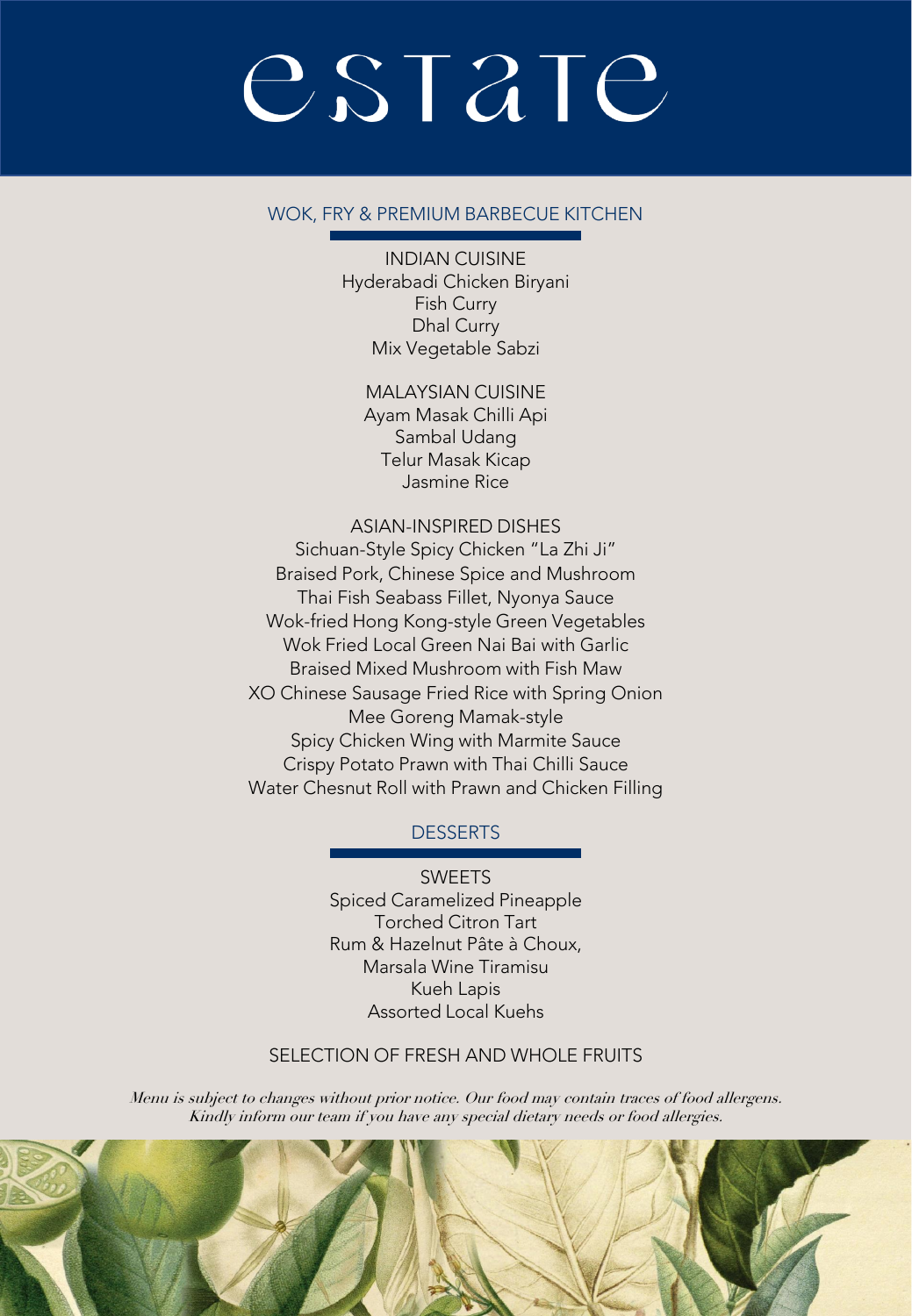# estate

## WOK, FRY & PREMIUM BARBECUE KITCHEN

### INDIAN CUISINE

Hyderabadi Chicken Biryani
Fish Curry
Dhal Curry
Mix Vegetable Sabzi

### MALAYSIAN CUISINE

Ayam Masak Chilli Api
Sambal Udang
Telur Masak Kicap
Jasmine Rice

### ASIAN-INSPIRED DISHES

Sichuan-Style Spicy Chicken "La Zhi Ji"
Braised Pork, Chinese Spice and Mushroom
Thai Fish Seabass Fillet, Nyonya Sauce
Wok-fried Hong Kong-style Green Vegetables
Wok Fried Local Green Nai Bai with Garlic
Braised Mixed Mushroom with Fish Maw
XO Chinese Sausage Fried Rice with Spring Onion
Mee Goreng Mamak-style
Spicy Chicken Wing with Marmite Sauce
Crispy Potato Prawn with Thai Chilli Sauce
Water Chesnut Roll with Prawn and Chicken Filling

## DESSERTS

### SWEETS

Spiced Caramelized Pineapple
Torched Citron Tart
Rum & Hazelnut Pâte à Choux,
Marsala Wine Tiramisu
Kueh Lapis
Assorted Local Kuehs

### SELECTION OF FRESH AND WHOLE FRUITS

*Menu is subject to changes without prior notice. Our food may contain traces of food allergens. Kindly inform our team if you have any special dietary needs or food allergies.*